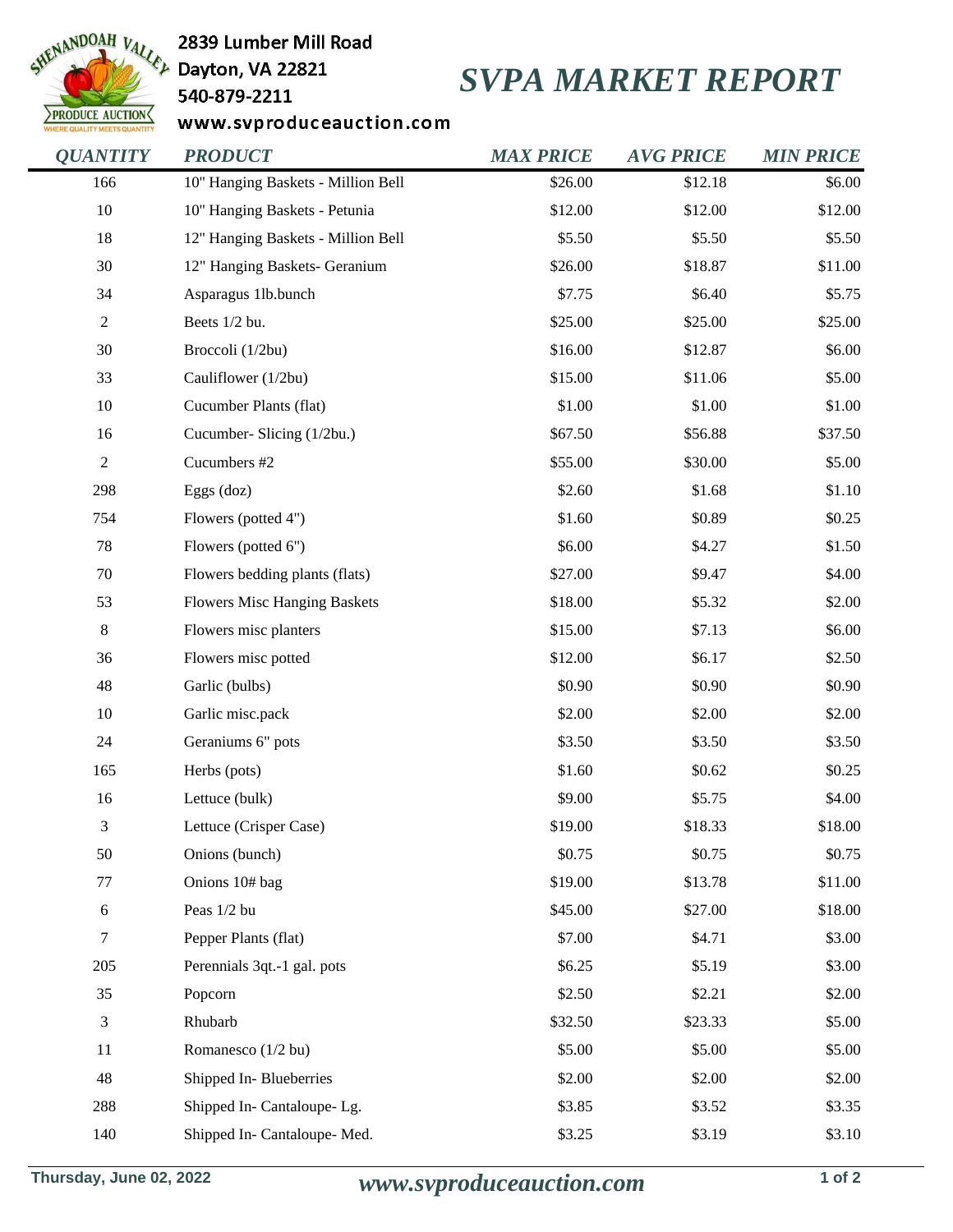2839 Lumber Mill Road
Dayton, VA 22821
540-879-2211
www.svproduceauction.com

# SVPA MARKET REPORT

| QUANTITY | PRODUCT | MAX PRICE | AVG PRICE | MIN PRICE |
|---|---|---|---|---|
| 166 | 10" Hanging Baskets - Million Bell | $26.00 | $12.18 | $6.00 |
| 10 | 10" Hanging Baskets - Petunia | $12.00 | $12.00 | $12.00 |
| 18 | 12" Hanging Baskets - Million Bell | $5.50 | $5.50 | $5.50 |
| 30 | 12" Hanging Baskets- Geranium | $26.00 | $18.87 | $11.00 |
| 34 | Asparagus 1lb.bunch | $7.75 | $6.40 | $5.75 |
| 2 | Beets 1/2 bu. | $25.00 | $25.00 | $25.00 |
| 30 | Broccoli (1/2bu) | $16.00 | $12.87 | $6.00 |
| 33 | Cauliflower (1/2bu) | $15.00 | $11.06 | $5.00 |
| 10 | Cucumber Plants (flat) | $1.00 | $1.00 | $1.00 |
| 16 | Cucumber- Slicing (1/2bu.) | $67.50 | $56.88 | $37.50 |
| 2 | Cucumbers #2 | $55.00 | $30.00 | $5.00 |
| 298 | Eggs (doz) | $2.60 | $1.68 | $1.10 |
| 754 | Flowers (potted 4") | $1.60 | $0.89 | $0.25 |
| 78 | Flowers (potted 6") | $6.00 | $4.27 | $1.50 |
| 70 | Flowers bedding plants (flats) | $27.00 | $9.47 | $4.00 |
| 53 | Flowers Misc Hanging Baskets | $18.00 | $5.32 | $2.00 |
| 8 | Flowers misc planters | $15.00 | $7.13 | $6.00 |
| 36 | Flowers misc potted | $12.00 | $6.17 | $2.50 |
| 48 | Garlic (bulbs) | $0.90 | $0.90 | $0.90 |
| 10 | Garlic misc.pack | $2.00 | $2.00 | $2.00 |
| 24 | Geraniums 6" pots | $3.50 | $3.50 | $3.50 |
| 165 | Herbs (pots) | $1.60 | $0.62 | $0.25 |
| 16 | Lettuce (bulk) | $9.00 | $5.75 | $4.00 |
| 3 | Lettuce (Crisper Case) | $19.00 | $18.33 | $18.00 |
| 50 | Onions (bunch) | $0.75 | $0.75 | $0.75 |
| 77 | Onions 10# bag | $19.00 | $13.78 | $11.00 |
| 6 | Peas 1/2 bu | $45.00 | $27.00 | $18.00 |
| 7 | Pepper Plants (flat) | $7.00 | $4.71 | $3.00 |
| 205 | Perennials 3qt.-1 gal. pots | $6.25 | $5.19 | $3.00 |
| 35 | Popcorn | $2.50 | $2.21 | $2.00 |
| 3 | Rhubarb | $32.50 | $23.33 | $5.00 |
| 11 | Romanesco (1/2 bu) | $5.00 | $5.00 | $5.00 |
| 48 | Shipped In- Blueberries | $2.00 | $2.00 | $2.00 |
| 288 | Shipped In- Cantaloupe- Lg. | $3.85 | $3.52 | $3.35 |
| 140 | Shipped In- Cantaloupe- Med. | $3.25 | $3.19 | $3.10 |

Thursday, June 02, 2022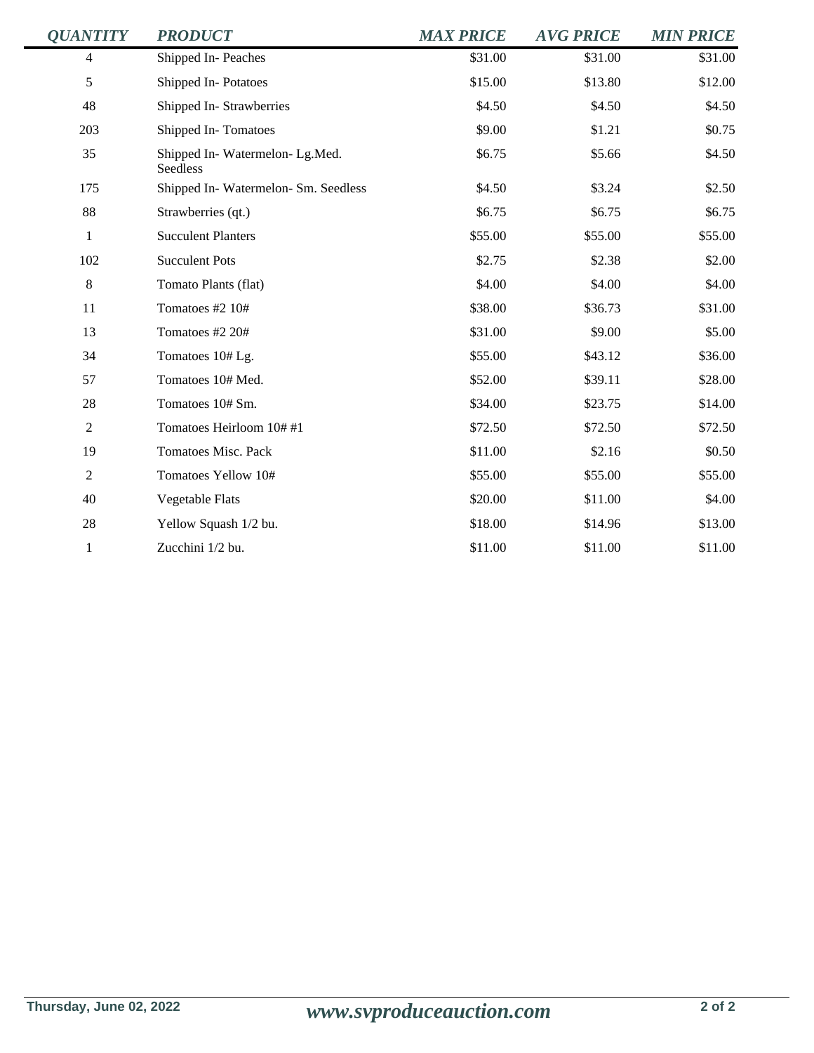| QUANTITY | PRODUCT | MAX PRICE | AVG PRICE | MIN PRICE |
|---|---|---|---|---|
| 4 | Shipped In- Peaches | $31.00 | $31.00 | $31.00 |
| 5 | Shipped In- Potatoes | $15.00 | $13.80 | $12.00 |
| 48 | Shipped In- Strawberries | $4.50 | $4.50 | $4.50 |
| 203 | Shipped In- Tomatoes | $9.00 | $1.21 | $0.75 |
| 35 | Shipped In- Watermelon- Lg.Med. Seedless | $6.75 | $5.66 | $4.50 |
| 175 | Shipped In- Watermelon- Sm. Seedless | $4.50 | $3.24 | $2.50 |
| 88 | Strawberries (qt.) | $6.75 | $6.75 | $6.75 |
| 1 | Succulent Planters | $55.00 | $55.00 | $55.00 |
| 102 | Succulent Pots | $2.75 | $2.38 | $2.00 |
| 8 | Tomato Plants (flat) | $4.00 | $4.00 | $4.00 |
| 11 | Tomatoes #2 10# | $38.00 | $36.73 | $31.00 |
| 13 | Tomatoes #2 20# | $31.00 | $9.00 | $5.00 |
| 34 | Tomatoes 10# Lg. | $55.00 | $43.12 | $36.00 |
| 57 | Tomatoes 10# Med. | $52.00 | $39.11 | $28.00 |
| 28 | Tomatoes 10# Sm. | $34.00 | $23.75 | $14.00 |
| 2 | Tomatoes Heirloom 10# #1 | $72.50 | $72.50 | $72.50 |
| 19 | Tomatoes Misc. Pack | $11.00 | $2.16 | $0.50 |
| 2 | Tomatoes Yellow 10# | $55.00 | $55.00 | $55.00 |
| 40 | Vegetable Flats | $20.00 | $11.00 | $4.00 |
| 28 | Yellow Squash 1/2 bu. | $18.00 | $14.96 | $13.00 |
| 1 | Zucchini 1/2 bu. | $11.00 | $11.00 | $11.00 |

Thursday, June 02, 2022

www.svproduceauction.com